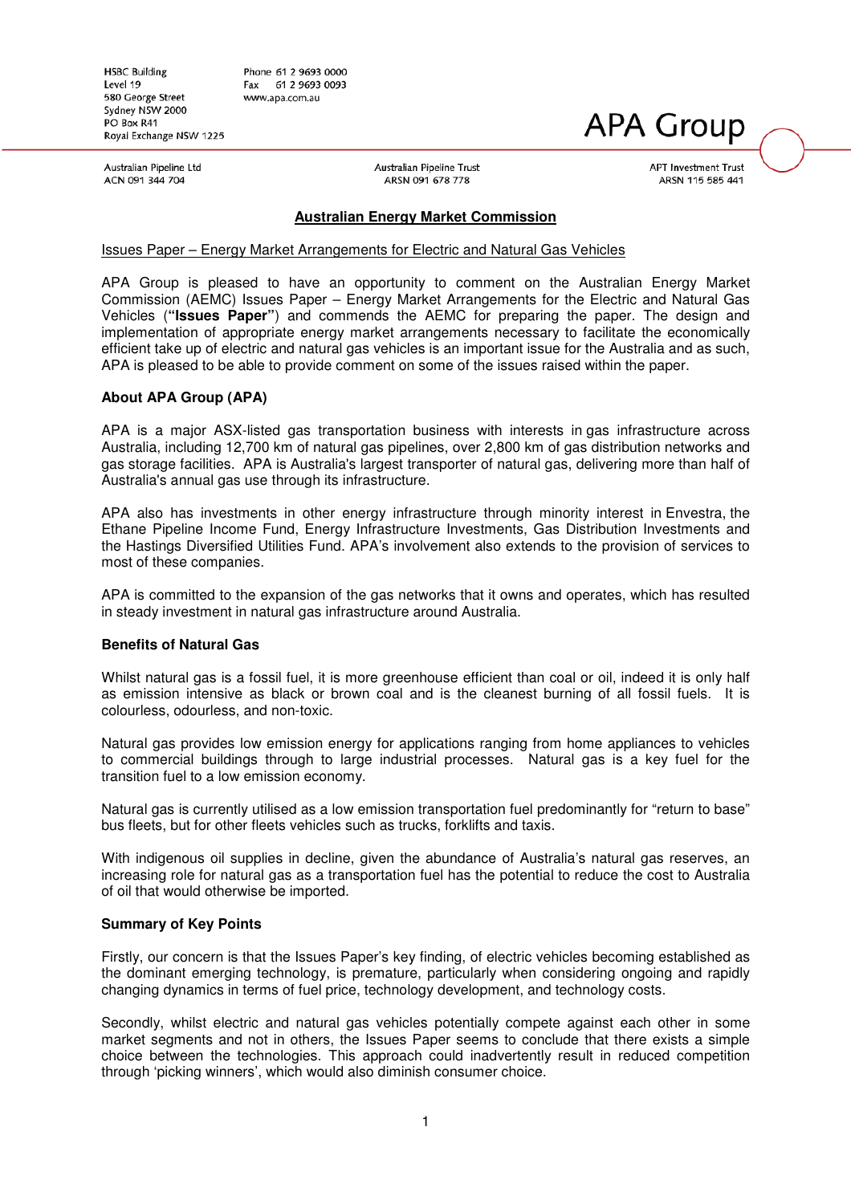HSBC Building
Level 19
580 George Street
Sydney NSW 2000
PO Box R41
Royal Exchange NSW 1225

Phone 61 2 9693 0000
Fax 61 2 9693 0093
www.apa.com.au

# APA Group

Australian Pipeline Ltd
ACN 091 344 704

Australian Pipeline Trust
ARSN 091 678 778

APT Investment Trust
ARSN 115 585 441

## Australian Energy Market Commission

Issues Paper – Energy Market Arrangements for the Electric and Natural Gas Vehicles

APA Group is pleased to have an opportunity to comment on the Australian Energy Market Commission (AEMC) Issues Paper – Energy Market Arrangements for the Electric and Natural Gas Vehicles (**"Issues Paper"**) and commends the AEMC for preparing the paper. The design and implementation of appropriate energy market arrangements necessary to facilitate the economically efficient take up of electric and natural gas vehicles is an important issue for the Australia and as such, APA is pleased to be able to provide comment on some of the issues raised within the paper.

### About APA Group (APA)

APA is a major ASX-listed gas transportation business with interests in gas infrastructure across Australia, including 12,700 km of natural gas pipelines, over 2,800 km of gas distribution networks and gas storage facilities. APA is Australia's largest transporter of natural gas, delivering more than half of Australia's annual gas use through its infrastructure.

APA also has investments in other energy infrastructure through minority interest in Envestra, the Ethane Pipeline Income Fund, Energy Infrastructure Investments, Gas Distribution Investments and the Hastings Diversified Utilities Fund. APA's involvement also extends to the provision of services to most of these companies.

APA is committed to the expansion of the gas networks that it owns and operates, which has resulted in steady investment in natural gas infrastructure around Australia.

### Benefits of Natural Gas

Whilst natural gas is a fossil fuel, it is more greenhouse efficient than coal or oil, indeed it is only half as emission intensive as black or brown coal and is the cleanest burning of all fossil fuels. It is colourless, odourless, and non-toxic.

Natural gas provides low emission energy for applications ranging from home appliances to vehicles to commercial buildings through to large industrial processes. Natural gas is a key fuel for the transition fuel to a low emission economy.

Natural gas is currently utilised as a low emission transportation fuel predominantly for "return to base" bus fleets, but for other fleets vehicles such as trucks, forklifts and taxis.

With indigenous oil supplies in decline, given the abundance of Australia's natural gas reserves, an increasing role for natural gas as a transportation fuel has the potential to reduce the cost to Australia of oil that would otherwise be imported.

### Summary of Key Points

Firstly, our concern is that the Issues Paper's key finding, of electric vehicles becoming established as the dominant emerging technology, is premature, particularly when considering ongoing and rapidly changing dynamics in terms of fuel price, technology development, and technology costs.

Secondly, whilst electric and natural gas vehicles potentially compete against each other in some market segments and not in others, the Issues Paper seems to conclude that there exists a simple choice between the technologies. This approach could inadvertently result in reduced competition through 'picking winners', which would also diminish consumer choice.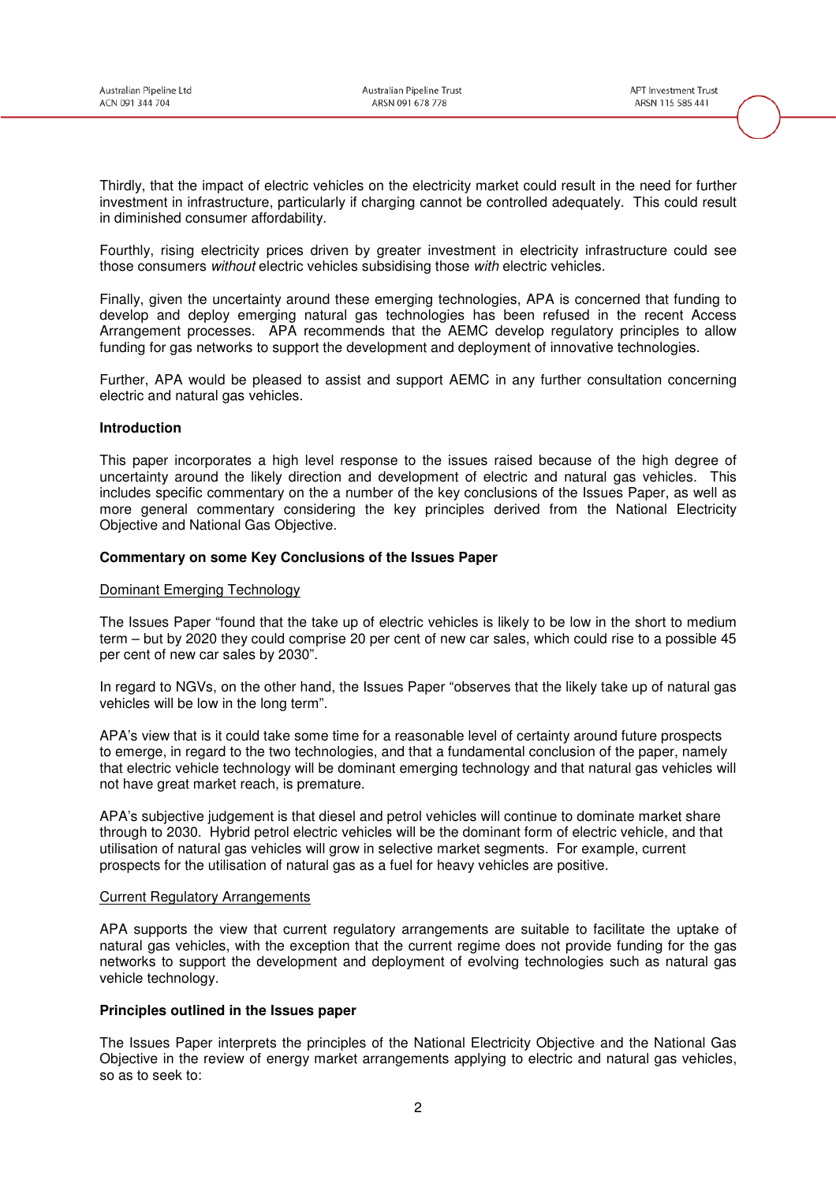Thirdly, that the impact of electric vehicles on the electricity market could result in the need for further investment in infrastructure, particularly if charging cannot be controlled adequately. This could result in diminished consumer affordability.

Fourthly, rising electricity prices driven by greater investment in electricity infrastructure could see those consumers *without* electric vehicles subsidising those *with* electric vehicles.

Finally, given the uncertainty around these emerging technologies, APA is concerned that funding to develop and deploy emerging natural gas technologies has been refused in the recent Access Arrangement processes. APA recommends that the AEMC develop regulatory principles to allow funding for gas networks to support the development and deployment of innovative technologies.

Further, APA would be pleased to assist and support AEMC in any further consultation concerning electric and natural gas vehicles.

**Introduction**

This paper incorporates a high level response to the issues raised because of the high degree of uncertainty around the likely direction and development of electric and natural gas vehicles. This includes specific commentary on the a number of the key conclusions of the Issues Paper, as well as more general commentary considering the key principles derived from the National Electricity Objective and National Gas Objective.

**Commentary on some Key Conclusions of the Issues Paper**

Dominant Emerging Technology

The Issues Paper "found that the take up of electric vehicles is likely to be low in the short to medium term – but by 2020 they could comprise 20 per cent of new car sales, which could rise to a possible 45 per cent of new car sales by 2030".

In regard to NGVs, on the other hand, the Issues Paper "observes that the likely take up of natural gas vehicles will be low in the long term".

APA's view that is it could take some time for a reasonable level of certainty around future prospects to emerge, in regard to the two technologies, and that a fundamental conclusion of the paper, namely that electric vehicle technology will be dominant emerging technology and that natural gas vehicles will not have great market reach, is premature.

APA's subjective judgement is that diesel and petrol vehicles will continue to dominate market share through to 2030. Hybrid petrol electric vehicles will be the dominant form of electric vehicle, and that utilisation of natural gas vehicles will grow in selective market segments. For example, current prospects for the utilisation of natural gas as a fuel for heavy vehicles are positive.

Current Regulatory Arrangements

APA supports the view that current regulatory arrangements are suitable to facilitate the uptake of natural gas vehicles, with the exception that the current regime does not provide funding for the gas networks to support the development and deployment of evolving technologies such as natural gas vehicle technology.

**Principles outlined in the Issues paper**

The Issues Paper interprets the principles of the National Electricity Objective and the National Gas Objective in the review of energy market arrangements applying to electric and natural gas vehicles, so as to seek to: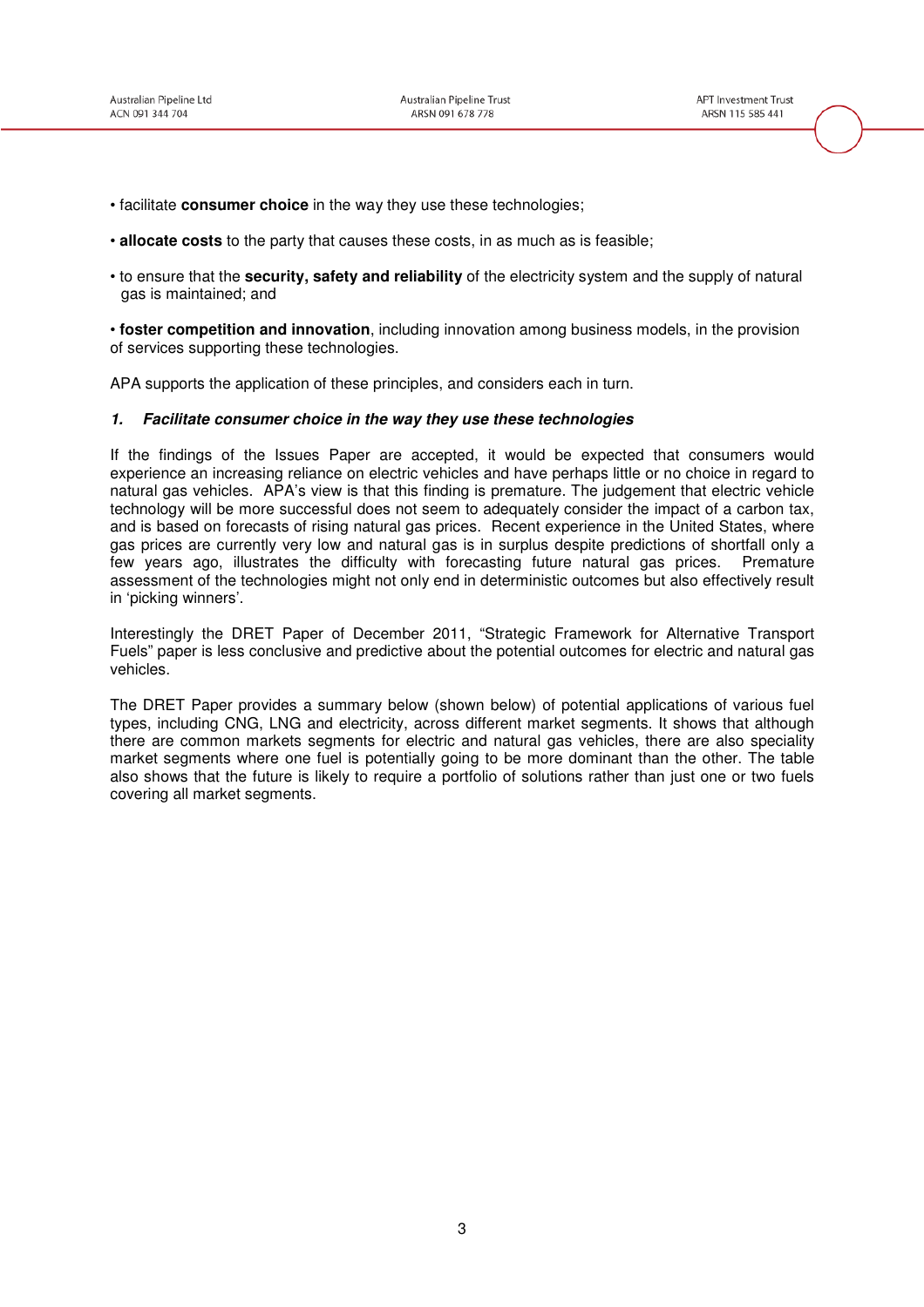- facilitate **consumer choice** in the way they use these technologies;

- **allocate costs** to the party that causes these costs, in as much as is feasible;

- to ensure that the **security, safety and reliability** of the electricity system and the supply of natural gas is maintained; and

- **foster competition and innovation**, including innovation among business models, in the provision of services supporting these technologies.

APA supports the application of these principles, and considers each in turn.

### *1. Facilitate consumer choice in the way they use these technologies*

If the findings of the Issues Paper are accepted, it would be expected that consumers would experience an increasing reliance on electric vehicles and have perhaps little or no choice in regard to natural gas vehicles. APA's view is that this finding is premature. The judgement that electric vehicle technology will be more successful does not seem to adequately consider the impact of a carbon tax, and is based on forecasts of rising natural gas prices. Recent experience in the United States, where gas prices are currently very low and natural gas is in surplus despite predictions of shortfall only a few years ago, illustrates the difficulty with forecasting future natural gas prices. Premature assessment of the technologies might not only end in deterministic outcomes but also effectively result in 'picking winners'.

Interestingly the DRET Paper of December 2011, "Strategic Framework for Alternative Transport Fuels" paper is less conclusive and predictive about the potential outcomes for electric and natural gas vehicles.

The DRET Paper provides a summary below (shown below) of potential applications of various fuel types, including CNG, LNG and electricity, across different market segments. It shows that although there are common markets segments for electric and natural gas vehicles, there are also speciality market segments where one fuel is potentially going to be more dominant than the other. The table also shows that the future is likely to require a portfolio of solutions rather than just one or two fuels covering all market segments.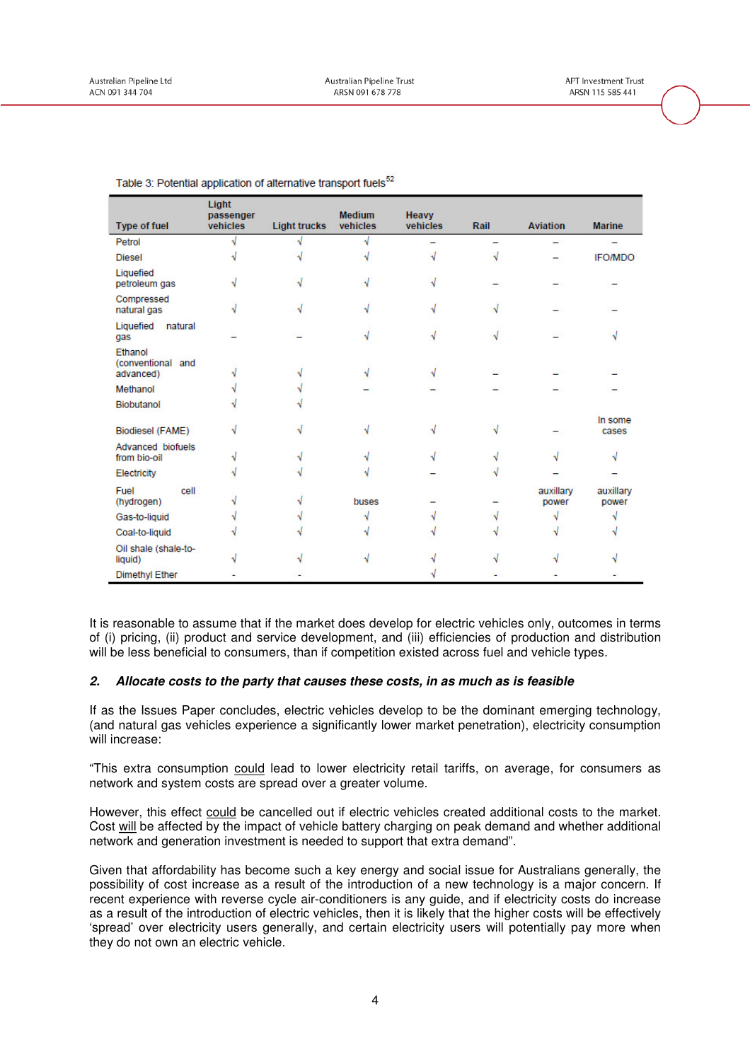Table 3: Potential application of alternative transport fuels[52]

| Type of fuel | Light passenger vehicles | Light trucks | Medium vehicles | Heavy vehicles | Rail | Aviation | Marine |
|---|---|---|---|---|---|---|---|
| Petrol | √ | √ | √ | – | – | – | – |
| Diesel | √ | √ | √ | √ | √ | – | IFO/MDO |
| Liquefied petroleum gas | √ | √ | √ | √ | – | – | – |
| Compressed natural gas | √ | √ | √ | √ | √ | – | – |
| Liquefied natural gas | – | – | √ | √ | √ | – | √ |
| Ethanol (conventional and advanced) | √ | √ | √ | √ | – | – | – |
| Methanol | √ | √ | – | – | – | – | – |
| Biobutanol | √ | √ | | | | | |
| Biodiesel (FAME) | √ | √ | √ | √ | √ | – | In some cases |
| Advanced biofuels from bio-oil | √ | √ | √ | √ | √ | √ | √ |
| Electricity | √ | √ | √ | – | √ | – | – |
| Fuel cell (hydrogen) | √ | √ | buses | – | – | auxillary power | auxillary power |
| Gas-to-liquid | √ | √ | √ | √ | √ | √ | √ |
| Coal-to-liquid | √ | √ | √ | √ | √ | √ | √ |
| Oil shale (shale-to-liquid) | √ | √ | √ | √ | √ | √ | √ |
| Dimethyl Ether | - | - | | √ | - | - | - |

It is reasonable to assume that if the market does develop for electric vehicles only, outcomes in terms of (i) pricing, (ii) product and service development, and (iii) efficiencies of production and distribution will be less beneficial to consumers, than if competition existed across fuel and vehicle types.

### *2. Allocate costs to the party that causes these costs, in as much as is feasible*

If as the Issues Paper concludes, electric vehicles develop to be the dominant emerging technology, (and natural gas vehicles experience a significantly lower market penetration), electricity consumption will increase:

"This extra consumption could lead to lower electricity retail tariffs, on average, for consumers as network and system costs are spread over a greater volume.

However, this effect could be cancelled out if electric vehicles created additional costs to the market. Cost will be affected by the impact of vehicle battery charging on peak demand and whether additional network and generation investment is needed to support that extra demand".

Given that affordability has become such a key energy and social issue for Australians generally, the possibility of cost increase as a result of the introduction of a new technology is a major concern. If recent experience with reverse cycle air-conditioners is any guide, and if electricity costs do increase as a result of the introduction of electric vehicles, then it is likely that the higher costs will be effectively 'spread' over electricity users generally, and certain electricity users will potentially pay more when they do not own an electric vehicle.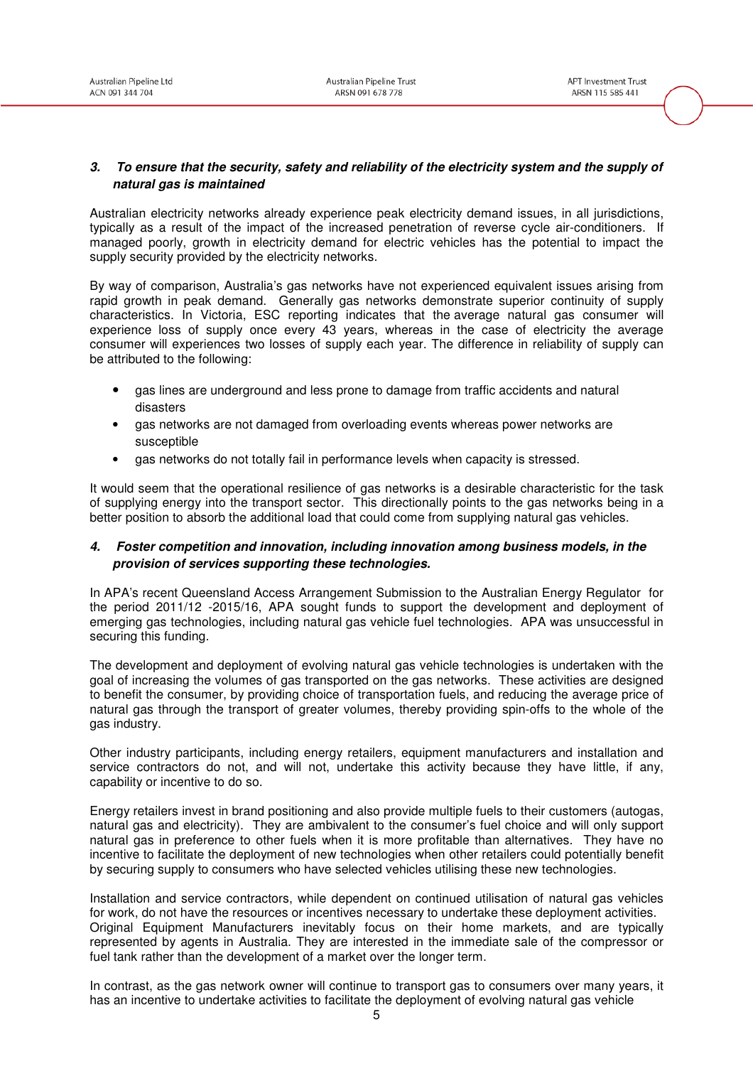### *3. To ensure that the security, safety and reliability of the electricity system and the supply of natural gas is maintained*

Australian electricity networks already experience peak electricity demand issues, in all jurisdictions, typically as a result of the impact of the increased penetration of reverse cycle air-conditioners. If managed poorly, growth in electricity demand for electric vehicles has the potential to impact the supply security provided by the electricity networks.

By way of comparison, Australia's gas networks have not experienced equivalent issues arising from rapid growth in peak demand. Generally gas networks demonstrate superior continuity of supply characteristics. In Victoria, ESC reporting indicates that the average natural gas consumer will experience loss of supply once every 43 years, whereas in the case of electricity the average consumer will experiences two losses of supply each year. The difference in reliability of supply can be attributed to the following:

- gas lines are underground and less prone to damage from traffic accidents and natural disasters
- gas networks are not damaged from overloading events whereas power networks are susceptible
- gas networks do not totally fail in performance levels when capacity is stressed.

It would seem that the operational resilience of gas networks is a desirable characteristic for the task of supplying energy into the transport sector. This directionally points to the gas networks being in a better position to absorb the additional load that could come from supplying natural gas vehicles.

### *4. Foster competition and innovation, including innovation among business models, in the provision of services supporting these technologies.*

In APA's recent Queensland Access Arrangement Submission to the Australian Energy Regulator for the period 2011/12 -2015/16, APA sought funds to support the development and deployment of emerging gas technologies, including natural gas vehicle fuel technologies. APA was unsuccessful in securing this funding.

The development and deployment of evolving natural gas vehicle technologies is undertaken with the goal of increasing the volumes of gas transported on the gas networks. These activities are designed to benefit the consumer, by providing choice of transportation fuels, and reducing the average price of natural gas through the transport of greater volumes, thereby providing spin-offs to the whole of the gas industry.

Other industry participants, including energy retailers, equipment manufacturers and installation and service contractors do not, and will not, undertake this activity because they have little, if any, capability or incentive to do so.

Energy retailers invest in brand positioning and also provide multiple fuels to their customers (autogas, natural gas and electricity). They are ambivalent to the consumer's fuel choice and will only support natural gas in preference to other fuels when it is more profitable than alternatives. They have no incentive to facilitate the deployment of new technologies when other retailers could potentially benefit by securing supply to consumers who have selected vehicles utilising these new technologies.

Installation and service contractors, while dependent on continued utilisation of natural gas vehicles for work, do not have the resources or incentives necessary to undertake these deployment activities. Original Equipment Manufacturers inevitably focus on their home markets, and are typically represented by agents in Australia. They are interested in the immediate sale of the compressor or fuel tank rather than the development of a market over the longer term.

In contrast, as the gas network owner will continue to transport gas to consumers over many years, it has an incentive to undertake activities to facilitate the deployment of evolving natural gas vehicle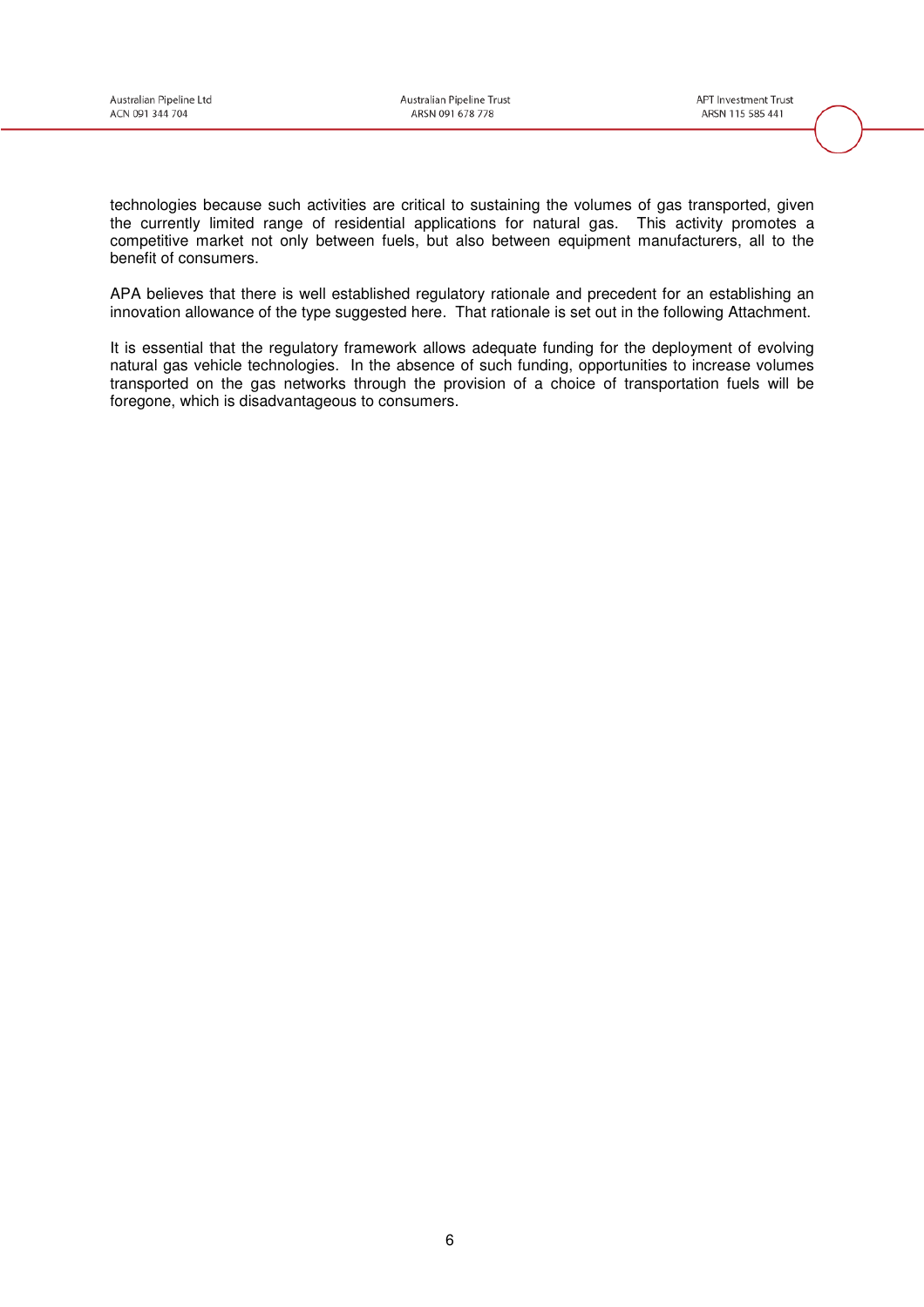technologies because such activities are critical to sustaining the volumes of gas transported, given the currently limited range of residential applications for natural gas. This activity promotes a competitive market not only between fuels, but also between equipment manufacturers, all to the benefit of consumers.

APA believes that there is well established regulatory rationale and precedent for an establishing an innovation allowance of the type suggested here. That rationale is set out in the following Attachment.

It is essential that the regulatory framework allows adequate funding for the deployment of evolving natural gas vehicle technologies. In the absence of such funding, opportunities to increase volumes transported on the gas networks through the provision of a choice of transportation fuels will be foregone, which is disadvantageous to consumers.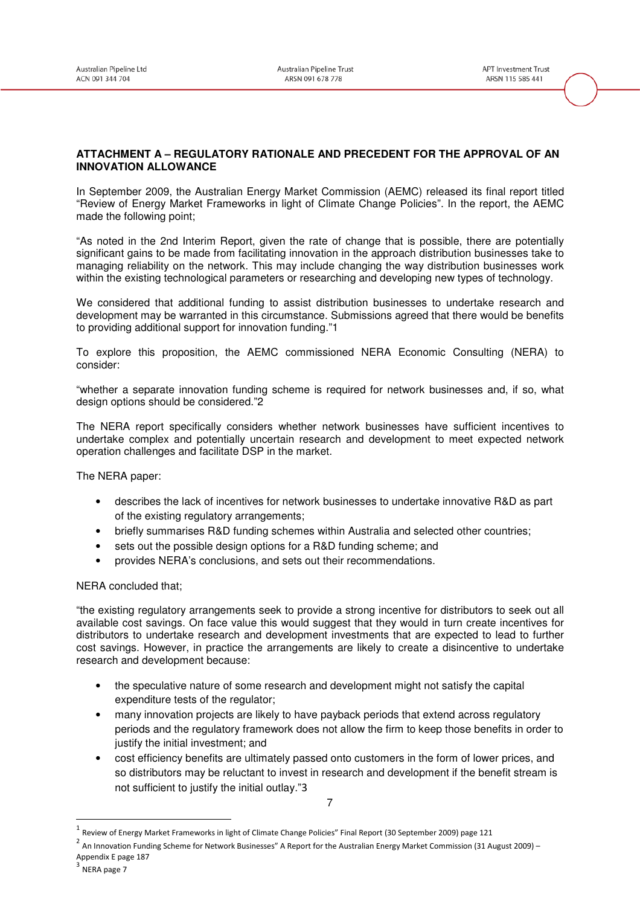**ATTACHMENT A – REGULATORY RATIONALE AND PRECEDENT FOR THE APPROVAL OF AN INNOVATION ALLOWANCE**

In September 2009, the Australian Energy Market Commission (AEMC) released its final report titled "Review of Energy Market Frameworks in light of Climate Change Policies". In the report, the AEMC made the following point;

"As noted in the 2nd Interim Report, given the rate of change that is possible, there are potentially significant gains to be made from facilitating innovation in the approach distribution businesses take to managing reliability on the network. This may include changing the way distribution businesses work within the existing technological parameters or researching and developing new types of technology.

We considered that additional funding to assist distribution businesses to undertake research and development may be warranted in this circumstance. Submissions agreed that there would be benefits to providing additional support for innovation funding."[1]

To explore this proposition, the AEMC commissioned NERA Economic Consulting (NERA) to consider:

"whether a separate innovation funding scheme is required for network businesses and, if so, what design options should be considered."[2]

The NERA report specifically considers whether network businesses have sufficient incentives to undertake complex and potentially uncertain research and development to meet expected network operation challenges and facilitate DSP in the market.

The NERA paper:

- describes the lack of incentives for network businesses to undertake innovative R&D as part of the existing regulatory arrangements;
- briefly summarises R&D funding schemes within Australia and selected other countries;
- sets out the possible design options for a R&D funding scheme; and
- provides NERA's conclusions, and sets out their recommendations.

NERA concluded that;

"the existing regulatory arrangements seek to provide a strong incentive for distributors to seek out all available cost savings. On face value this would suggest that they would in turn create incentives for distributors to undertake research and development investments that are expected to lead to further cost savings. However, in practice the arrangements are likely to create a disincentive to undertake research and development because:

- the speculative nature of some research and development might not satisfy the capital expenditure tests of the regulator;
- many innovation projects are likely to have payback periods that extend across regulatory periods and the regulatory framework does not allow the firm to keep those benefits in order to justify the initial investment; and
- cost efficiency benefits are ultimately passed onto customers in the form of lower prices, and so distributors may be reluctant to invest in research and development if the benefit stream is not sufficient to justify the initial outlay."[3]

---

[1] Review of Energy Market Frameworks in light of Climate Change Policies" Final Report (30 September 2009) page 121

[2] An Innovation Funding Scheme for Network Businesses" A Report for the Australian Energy Market Commission (31 August 2009) – Appendix E page 187

[3] NERA page 7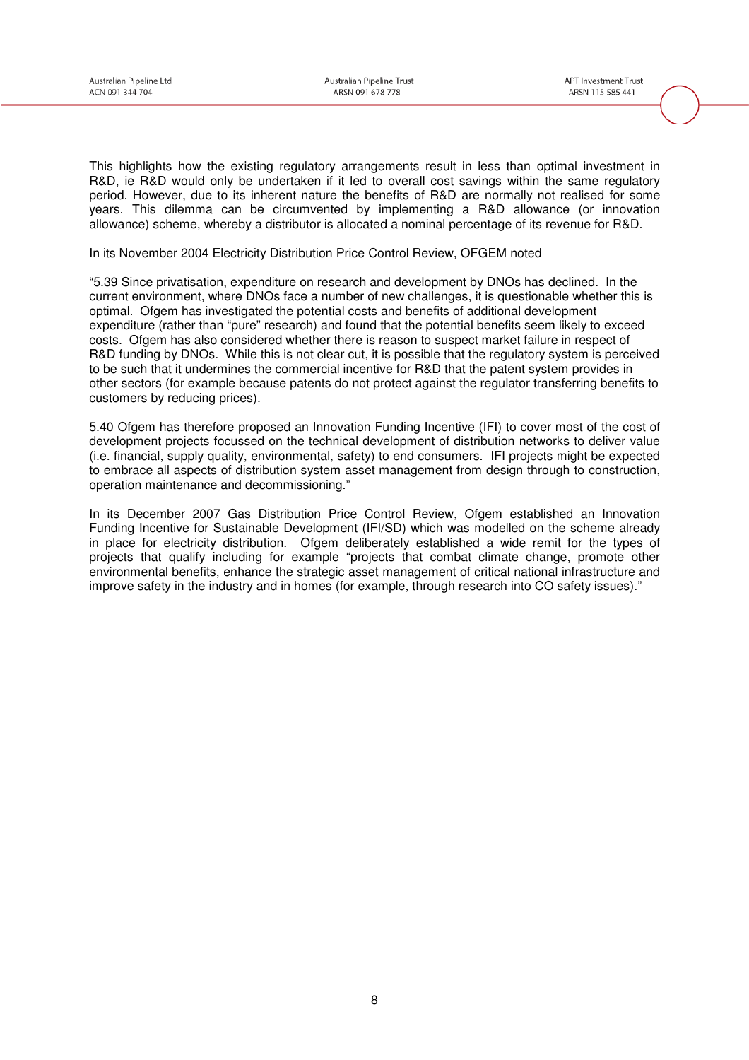This highlights how the existing regulatory arrangements result in less than optimal investment in R&D, ie R&D would only be undertaken if it led to overall cost savings within the same regulatory period. However, due to its inherent nature the benefits of R&D are normally not realised for some years. This dilemma can be circumvented by implementing a R&D allowance (or innovation allowance) scheme, whereby a distributor is allocated a nominal percentage of its revenue for R&D.

In its November 2004 Electricity Distribution Price Control Review, OFGEM noted

"5.39 Since privatisation, expenditure on research and development by DNOs has declined. In the current environment, where DNOs face a number of new challenges, it is questionable whether this is optimal. Ofgem has investigated the potential costs and benefits of additional development expenditure (rather than "pure" research) and found that the potential benefits seem likely to exceed costs. Ofgem has also considered whether there is reason to suspect market failure in respect of R&D funding by DNOs. While this is not clear cut, it is possible that the regulatory system is perceived to be such that it undermines the commercial incentive for R&D that the patent system provides in other sectors (for example because patents do not protect against the regulator transferring benefits to customers by reducing prices).

5.40 Ofgem has therefore proposed an Innovation Funding Incentive (IFI) to cover most of the cost of development projects focussed on the technical development of distribution networks to deliver value (i.e. financial, supply quality, environmental, safety) to end consumers. IFI projects might be expected to embrace all aspects of distribution system asset management from design through to construction, operation maintenance and decommissioning."

In its December 2007 Gas Distribution Price Control Review, Ofgem established an Innovation Funding Incentive for Sustainable Development (IFI/SD) which was modelled on the scheme already in place for electricity distribution. Ofgem deliberately established a wide remit for the types of projects that qualify including for example "projects that combat climate change, promote other environmental benefits, enhance the strategic asset management of critical national infrastructure and improve safety in the industry and in homes (for example, through research into CO safety issues)."